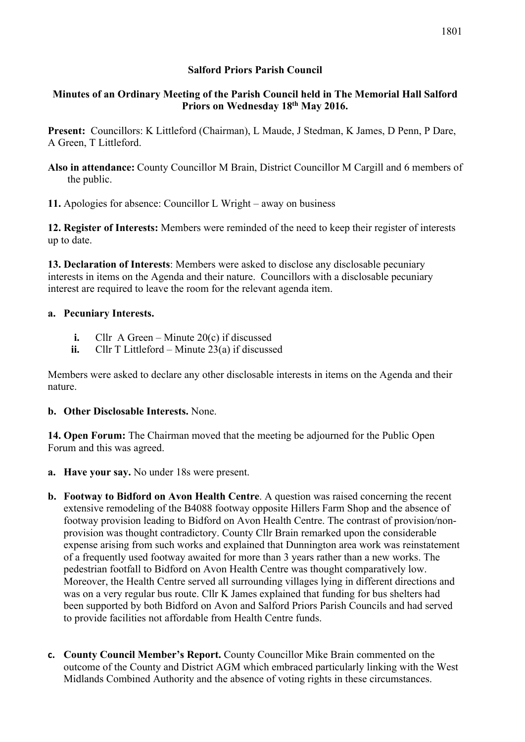**Salford Priors Parish Council**

**Minutes of an Ordinary Meeting of the Parish Council held in The Memorial Hall Salford Priors on Wednesday 18th May 2016.**

**Present:** Councillors: K Littleford (Chairman), L Maude, J Stedman, K James, D Penn, P Dare, A Green, T Littleford.

**Also in attendance:** County Councillor M Brain, District Councillor M Cargill and 6 members of the public.

**11.** Apologies for absence: Councillor L Wright – away on business

**12. Register of Interests:** Members were reminded of the need to keep their register of interests up to date.

**13. Declaration of Interests**: Members were asked to disclose any disclosable pecuniary interests in items on the Agenda and their nature. Councillors with a disclosable pecuniary interest are required to leave the room for the relevant agenda item.

**a. Pecuniary Interests.**

- **i.** Cllr A Green – Minute 20(c) if discussed
- **ii.** Cllr T Littleford – Minute 23(a) if discussed

Members were asked to declare any other disclosable interests in items on the Agenda and their nature.

**b. Other Disclosable Interests.** None.

**14. Open Forum:** The Chairman moved that the meeting be adjourned for the Public Open Forum and this was agreed.

**a. Have your say.** No under 18s were present.

**b. Footway to Bidford on Avon Health Centre**. A question was raised concerning the recent extensive remodeling of the B4088 footway opposite Hillers Farm Shop and the absence of footway provision leading to Bidford on Avon Health Centre. The contrast of provision/non-provision was thought contradictory. County Cllr Brain remarked upon the considerable expense arising from such works and explained that Dunnington area work was reinstatement of a frequently used footway awaited for more than 3 years rather than a new works. The pedestrian footfall to Bidford on Avon Health Centre was thought comparatively low. Moreover, the Health Centre served all surrounding villages lying in different directions and was on a very regular bus route. Cllr K James explained that funding for bus shelters had been supported by both Bidford on Avon and Salford Priors Parish Councils and had served to provide facilities not affordable from Health Centre funds.

**c. County Council Member's Report.** County Councillor Mike Brain commented on the outcome of the County and District AGM which embraced particularly linking with the West Midlands Combined Authority and the absence of voting rights in these circumstances.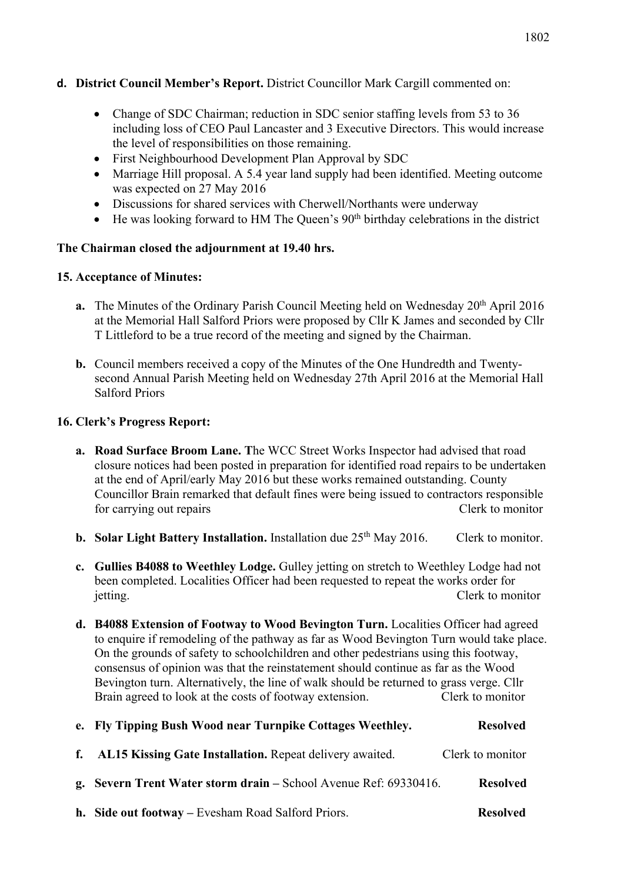**d. District Council Member's Report.** District Councillor Mark Cargill commented on:

- Change of SDC Chairman; reduction in SDC senior staffing levels from 53 to 36 including loss of CEO Paul Lancaster and 3 Executive Directors. This would increase the level of responsibilities on those remaining.
- First Neighbourhood Development Plan Approval by SDC
- Marriage Hill proposal. A 5.4 year land supply had been identified. Meeting outcome was expected on 27 May 2016
- Discussions for shared services with Cherwell/Northants were underway
- He was looking forward to HM The Queen's 90th birthday celebrations in the district

**The Chairman closed the adjournment at 19.40 hrs.**

**15. Acceptance of Minutes:**

**a.** The Minutes of the Ordinary Parish Council Meeting held on Wednesday 20th April 2016 at the Memorial Hall Salford Priors were proposed by Cllr K James and seconded by Cllr T Littleford to be a true record of the meeting and signed by the Chairman.

**b.** Council members received a copy of the Minutes of the One Hundredth and Twenty-second Annual Parish Meeting held on Wednesday 27th April 2016 at the Memorial Hall Salford Priors

**16. Clerk's Progress Report:**

**a. Road Surface Broom Lane. T**he WCC Street Works Inspector had advised that road closure notices had been posted in preparation for identified road repairs to be undertaken at the end of April/early May 2016 but these works remained outstanding. County Councillor Brain remarked that default fines were being issued to contractors responsible for carrying out repairs Clerk to monitor

**b. Solar Light Battery Installation.** Installation due 25th May 2016. Clerk to monitor.

**c. Gullies B4088 to Weethley Lodge.** Gulley jetting on stretch to Weethley Lodge had not been completed. Localities Officer had been requested to repeat the works order for jetting. Clerk to monitor

**d. B4088 Extension of Footway to Wood Bevington Turn.** Localities Officer had agreed to enquire if remodeling of the pathway as far as Wood Bevington Turn would take place. On the grounds of safety to schoolchildren and other pedestrians using this footway, consensus of opinion was that the reinstatement should continue as far as the Wood Bevington turn. Alternatively, the line of walk should be returned to grass verge. Cllr Brain agreed to look at the costs of footway extension. Clerk to monitor

**e. Fly Tipping Bush Wood near Turnpike Cottages Weethley. Resolved**

**f. AL15 Kissing Gate Installation.** Repeat delivery awaited. Clerk to monitor

**g. Severn Trent Water storm drain –** School Avenue Ref: 69330416. **Resolved**

**h. Side out footway –** Evesham Road Salford Priors. **Resolved**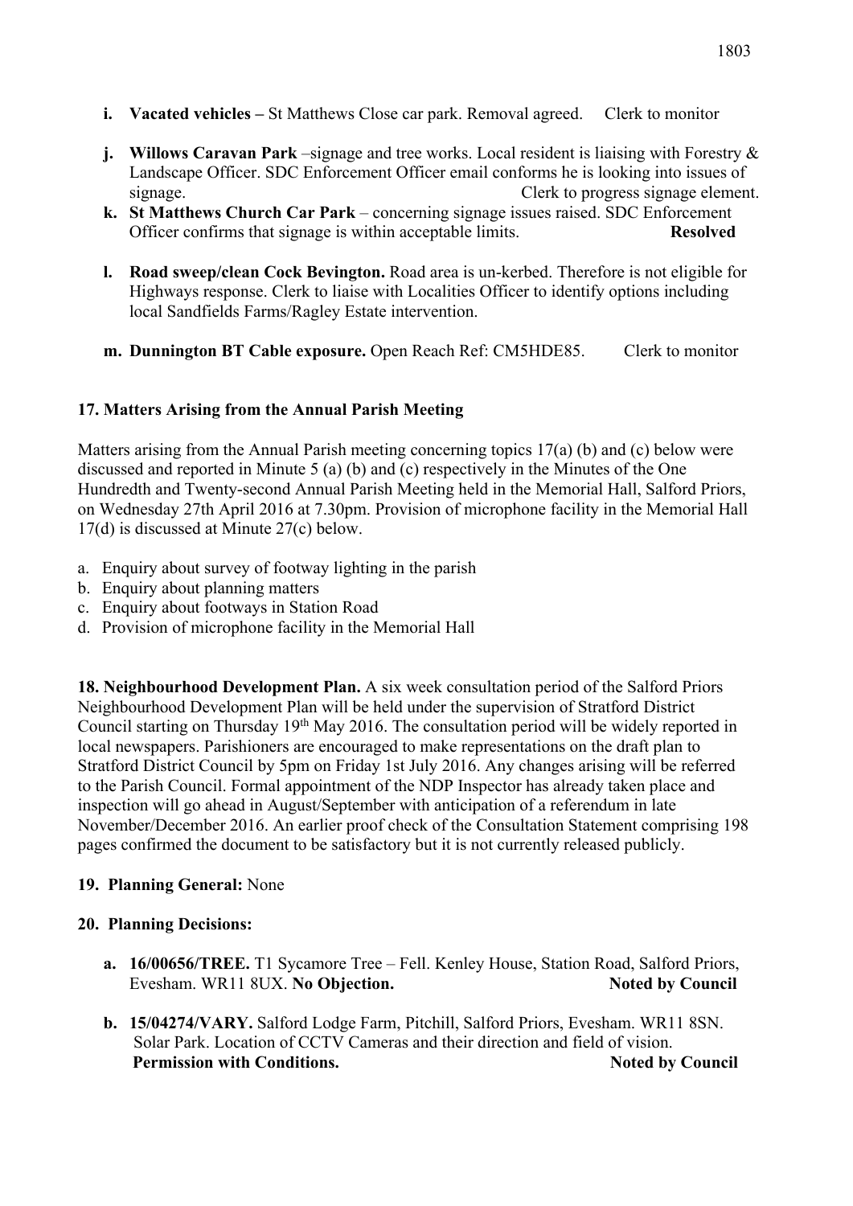- **i. Vacated vehicles –** St Matthews Close car park. Removal agreed. Clerk to monitor

- **j. Willows Caravan Park** –signage and tree works. Local resident is liaising with Forestry & Landscape Officer. SDC Enforcement Officer email conforms he is looking into issues of signage. Clerk to progress signage element.
- **k. St Matthews Church Car Park** – concerning signage issues raised. SDC Enforcement Officer confirms that signage is within acceptable limits. **Resolved**

- **l. Road sweep/clean Cock Bevington.** Road area is un-kerbed. Therefore is not eligible for Highways response. Clerk to liaise with Localities Officer to identify options including local Sandfields Farms/Ragley Estate intervention.

- **m. Dunnington BT Cable exposure.** Open Reach Ref: CM5HDE85. Clerk to monitor

**17. Matters Arising from the Annual Parish Meeting**

Matters arising from the Annual Parish meeting concerning topics 17(a) (b) and (c) below were discussed and reported in Minute 5 (a) (b) and (c) respectively in the Minutes of the One Hundredth and Twenty-second Annual Parish Meeting held in the Memorial Hall, Salford Priors, on Wednesday 27th April 2016 at 7.30pm. Provision of microphone facility in the Memorial Hall 17(d) is discussed at Minute 27(c) below.

a. Enquiry about survey of footway lighting in the parish
b. Enquiry about planning matters
c. Enquiry about footways in Station Road
d. Provision of microphone facility in the Memorial Hall

**18. Neighbourhood Development Plan.** A six week consultation period of the Salford Priors Neighbourhood Development Plan will be held under the supervision of Stratford District Council starting on Thursday 19th May 2016. The consultation period will be widely reported in local newspapers. Parishioners are encouraged to make representations on the draft plan to Stratford District Council by 5pm on Friday 1st July 2016. Any changes arising will be referred to the Parish Council. Formal appointment of the NDP Inspector has already taken place and inspection will go ahead in August/September with anticipation of a referendum in late November/December 2016. An earlier proof check of the Consultation Statement comprising 198 pages confirmed the document to be satisfactory but it is not currently released publicly.

**19. Planning General:** None

**20. Planning Decisions:**

- **a. 16/00656/TREE.** T1 Sycamore Tree – Fell. Kenley House, Station Road, Salford Priors, Evesham. WR11 8UX. **No Objection.** **Noted by Council**

- **b. 15/04274/VARY.** Salford Lodge Farm, Pitchill, Salford Priors, Evesham. WR11 8SN. Solar Park. Location of CCTV Cameras and their direction and field of vision. **Permission with Conditions.** **Noted by Council**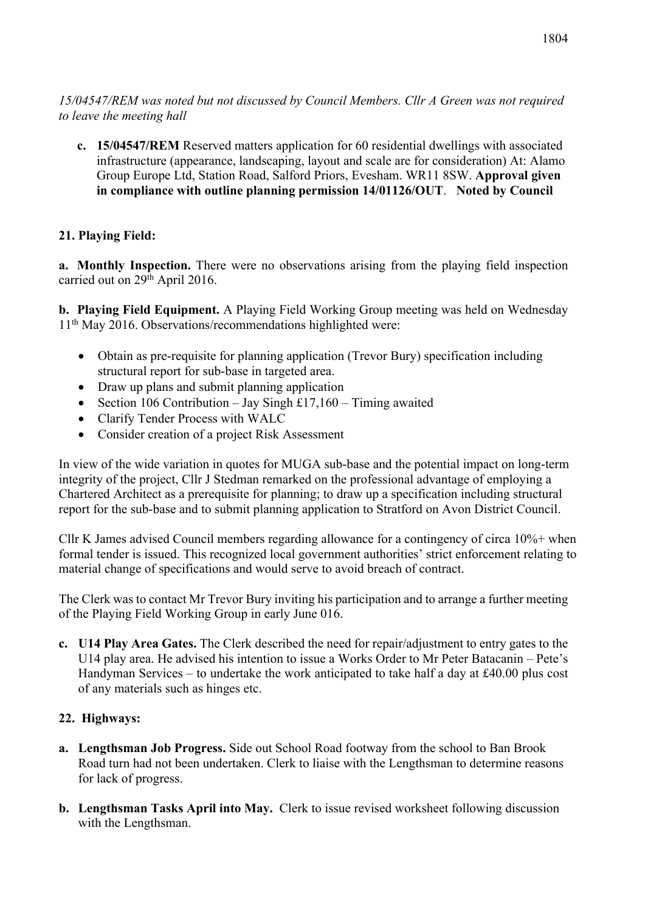*15/04547/REM was noted but not discussed by Council Members. Cllr A Green was not required to leave the meeting hall*

**c. 15/04547/REM** Reserved matters application for 60 residential dwellings with associated infrastructure (appearance, landscaping, layout and scale are for consideration) At: Alamo Group Europe Ltd, Station Road, Salford Priors, Evesham. WR11 8SW. **Approval given in compliance with outline planning permission 14/01126/OUT**. **Noted by Council**

## 21. Playing Field:

**a. Monthly Inspection.** There were no observations arising from the playing field inspection carried out on 29th April 2016.

**b. Playing Field Equipment.** A Playing Field Working Group meeting was held on Wednesday 11th May 2016. Observations/recommendations highlighted were:

- Obtain as pre-requisite for planning application (Trevor Bury) specification including structural report for sub-base in targeted area.
- Draw up plans and submit planning application
- Section 106 Contribution – Jay Singh £17,160 – Timing awaited
- Clarify Tender Process with WALC
- Consider creation of a project Risk Assessment

In view of the wide variation in quotes for MUGA sub-base and the potential impact on long-term integrity of the project, Cllr J Stedman remarked on the professional advantage of employing a Chartered Architect as a prerequisite for planning; to draw up a specification including structural report for the sub-base and to submit planning application to Stratford on Avon District Council.

Cllr K James advised Council members regarding allowance for a contingency of circa 10%+ when formal tender is issued. This recognized local government authorities' strict enforcement relating to material change of specifications and would serve to avoid breach of contract.

The Clerk was to contact Mr Trevor Bury inviting his participation and to arrange a further meeting of the Playing Field Working Group in early June 016.

**c. U14 Play Area Gates.** The Clerk described the need for repair/adjustment to entry gates to the U14 play area. He advised his intention to issue a Works Order to Mr Peter Batacanin – Pete's Handyman Services – to undertake the work anticipated to take half a day at £40.00 plus cost of any materials such as hinges etc.

## 22. Highways:

**a. Lengthsman Job Progress.** Side out School Road footway from the school to Ban Brook Road turn had not been undertaken. Clerk to liaise with the Lengthsman to determine reasons for lack of progress.

**b. Lengthsman Tasks April into May.** Clerk to issue revised worksheet following discussion with the Lengthsman.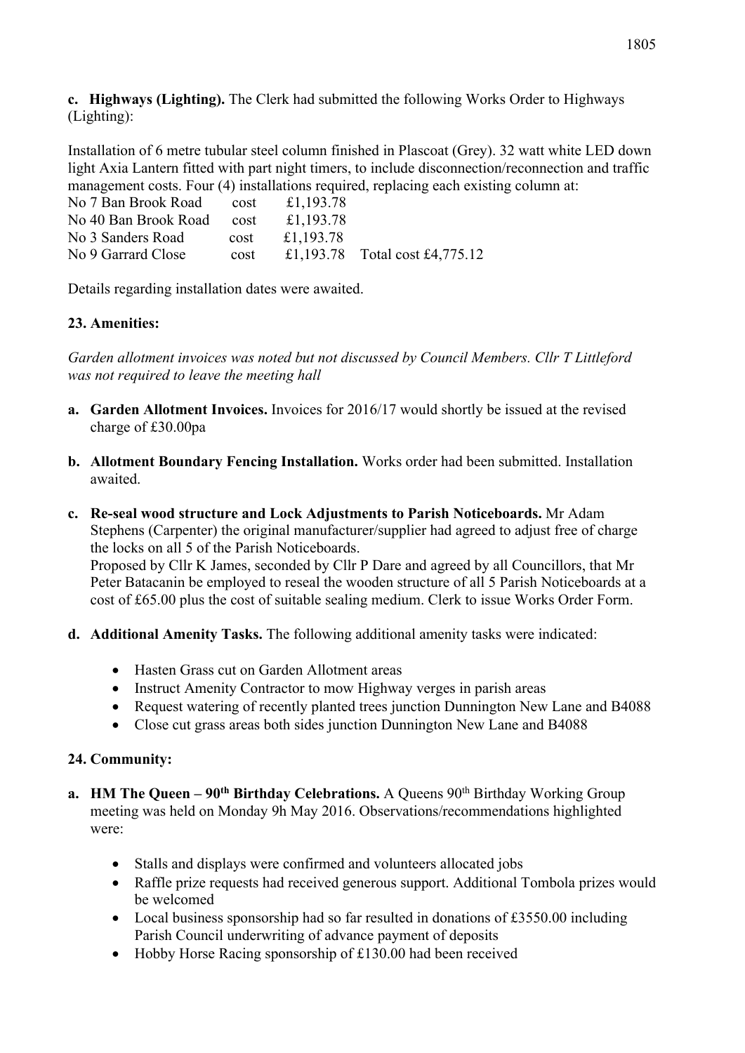**c. Highways (Lighting).** The Clerk had submitted the following Works Order to Highways (Lighting):

Installation of 6 metre tubular steel column finished in Plascoat (Grey). 32 watt white LED down light Axia Lantern fitted with part night timers, to include disconnection/reconnection and traffic management costs. Four (4) installations required, replacing each existing column at:

| | | | |
|---|---|---|---|
| No 7 Ban Brook Road | cost | £1,193.78 | |
| No 40 Ban Brook Road | cost | £1,193.78 | |
| No 3 Sanders Road | cost | £1,193.78 | |
| No 9 Garrard Close | cost | £1,193.78 | Total cost £4,775.12 |

Details regarding installation dates were awaited.

## 23. Amenities:

*Garden allotment invoices was noted but not discussed by Council Members. Cllr T Littleford was not required to leave the meeting hall*

a. **Garden Allotment Invoices.** Invoices for 2016/17 would shortly be issued at the revised charge of £30.00pa

b. **Allotment Boundary Fencing Installation.** Works order had been submitted. Installation awaited.

c. **Re-seal wood structure and Lock Adjustments to Parish Noticeboards.** Mr Adam Stephens (Carpenter) the original manufacturer/supplier had agreed to adjust free of charge the locks on all 5 of the Parish Noticeboards.
Proposed by Cllr K James, seconded by Cllr P Dare and agreed by all Councillors, that Mr Peter Batacanin be employed to reseal the wooden structure of all 5 Parish Noticeboards at a cost of £65.00 plus the cost of suitable sealing medium. Clerk to issue Works Order Form.

d. **Additional Amenity Tasks.** The following additional amenity tasks were indicated:

- Hasten Grass cut on Garden Allotment areas
- Instruct Amenity Contractor to mow Highway verges in parish areas
- Request watering of recently planted trees junction Dunnington New Lane and B4088
- Close cut grass areas both sides junction Dunnington New Lane and B4088

## 24. Community:

a. **HM The Queen – 90th Birthday Celebrations.** A Queens 90th Birthday Working Group meeting was held on Monday 9h May 2016. Observations/recommendations highlighted were:

- Stalls and displays were confirmed and volunteers allocated jobs
- Raffle prize requests had received generous support. Additional Tombola prizes would be welcomed
- Local business sponsorship had so far resulted in donations of £3550.00 including Parish Council underwriting of advance payment of deposits
- Hobby Horse Racing sponsorship of £130.00 had been received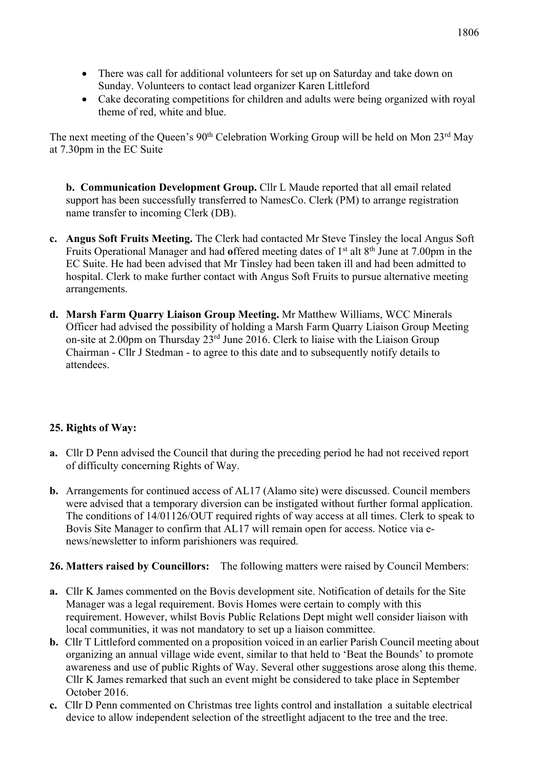- There was call for additional volunteers for set up on Saturday and take down on Sunday. Volunteers to contact lead organizer Karen Littleford
- Cake decorating competitions for children and adults were being organized with royal theme of red, white and blue.

The next meeting of the Queen's 90th Celebration Working Group will be held on Mon 23rd May at 7.30pm in the EC Suite

**b. Communication Development Group.** Cllr L Maude reported that all email related support has been successfully transferred to NamesCo. Clerk (PM) to arrange registration name transfer to incoming Clerk (DB).

**c. Angus Soft Fruits Meeting.** The Clerk had contacted Mr Steve Tinsley the local Angus Soft Fruits Operational Manager and had **o**ffered meeting dates of 1st alt 8th June at 7.00pm in the EC Suite. He had been advised that Mr Tinsley had been taken ill and had been admitted to hospital. Clerk to make further contact with Angus Soft Fruits to pursue alternative meeting arrangements.

**d. Marsh Farm Quarry Liaison Group Meeting.** Mr Matthew Williams, WCC Minerals Officer had advised the possibility of holding a Marsh Farm Quarry Liaison Group Meeting on-site at 2.00pm on Thursday 23rd June 2016. Clerk to liaise with the Liaison Group Chairman - Cllr J Stedman - to agree to this date and to subsequently notify details to attendees.

**25. Rights of Way:**

**a.** Cllr D Penn advised the Council that during the preceding period he had not received report of difficulty concerning Rights of Way.

**b.** Arrangements for continued access of AL17 (Alamo site) were discussed. Council members were advised that a temporary diversion can be instigated without further formal application. The conditions of 14/01126/OUT required rights of way access at all times. Clerk to speak to Bovis Site Manager to confirm that AL17 will remain open for access. Notice via e-news/newsletter to inform parishioners was required.

**26. Matters raised by Councillors:** The following matters were raised by Council Members:

**a.** Cllr K James commented on the Bovis development site. Notification of details for the Site Manager was a legal requirement. Bovis Homes were certain to comply with this requirement. However, whilst Bovis Public Relations Dept might well consider liaison with local communities, it was not mandatory to set up a liaison committee.

**b.** Cllr T Littleford commented on a proposition voiced in an earlier Parish Council meeting about organizing an annual village wide event, similar to that held to 'Beat the Bounds' to promote awareness and use of public Rights of Way. Several other suggestions arose along this theme. Cllr K James remarked that such an event might be considered to take place in September October 2016.

**c.** Cllr D Penn commented on Christmas tree lights control and installation a suitable electrical device to allow independent selection of the streetlight adjacent to the tree and the tree.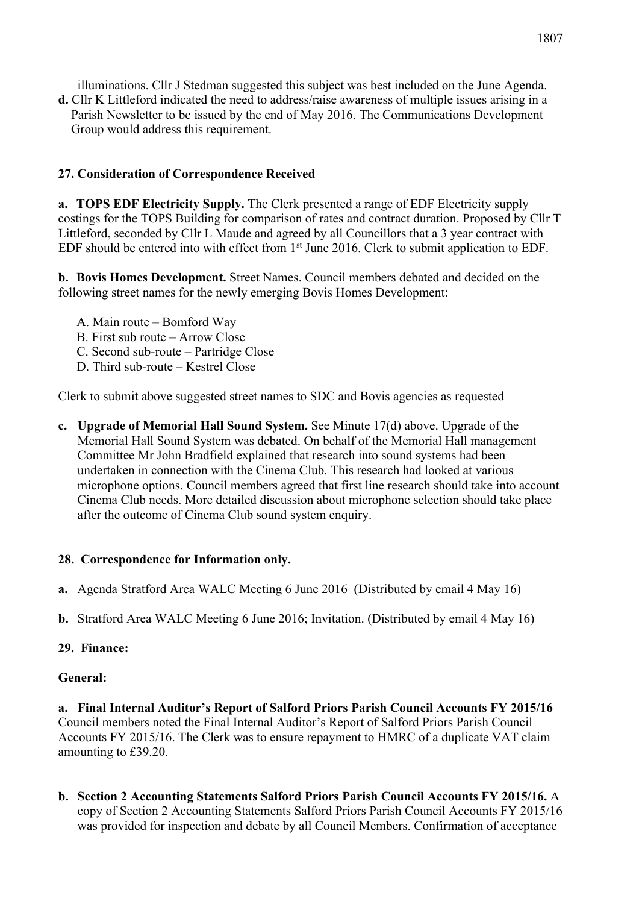illuminations. Cllr J Stedman suggested this subject was best included on the June Agenda.

**d.** Cllr K Littleford indicated the need to address/raise awareness of multiple issues arising in a Parish Newsletter to be issued by the end of May 2016. The Communications Development Group would address this requirement.

**27. Consideration of Correspondence Received**

**a. TOPS EDF Electricity Supply.** The Clerk presented a range of EDF Electricity supply costings for the TOPS Building for comparison of rates and contract duration. Proposed by Cllr T Littleford, seconded by Cllr L Maude and agreed by all Councillors that a 3 year contract with EDF should be entered into with effect from 1st June 2016. Clerk to submit application to EDF.

**b. Bovis Homes Development.** Street Names. Council members debated and decided on the following street names for the newly emerging Bovis Homes Development:

A. Main route – Bomford Way
B. First sub route – Arrow Close
C. Second sub-route – Partridge Close
D. Third sub-route – Kestrel Close

Clerk to submit above suggested street names to SDC and Bovis agencies as requested

**c. Upgrade of Memorial Hall Sound System.** See Minute 17(d) above. Upgrade of the Memorial Hall Sound System was debated. On behalf of the Memorial Hall management Committee Mr John Bradfield explained that research into sound systems had been undertaken in connection with the Cinema Club. This research had looked at various microphone options. Council members agreed that first line research should take into account Cinema Club needs. More detailed discussion about microphone selection should take place after the outcome of Cinema Club sound system enquiry.

**28. Correspondence for Information only.**

**a.** Agenda Stratford Area WALC Meeting 6 June 2016 (Distributed by email 4 May 16)

**b.** Stratford Area WALC Meeting 6 June 2016; Invitation. (Distributed by email 4 May 16)

**29. Finance:**

**General:**

**a. Final Internal Auditor's Report of Salford Priors Parish Council Accounts FY 2015/16** Council members noted the Final Internal Auditor's Report of Salford Priors Parish Council Accounts FY 2015/16. The Clerk was to ensure repayment to HMRC of a duplicate VAT claim amounting to £39.20.

**b. Section 2 Accounting Statements Salford Priors Parish Council Accounts FY 2015/16.** A copy of Section 2 Accounting Statements Salford Priors Parish Council Accounts FY 2015/16 was provided for inspection and debate by all Council Members. Confirmation of acceptance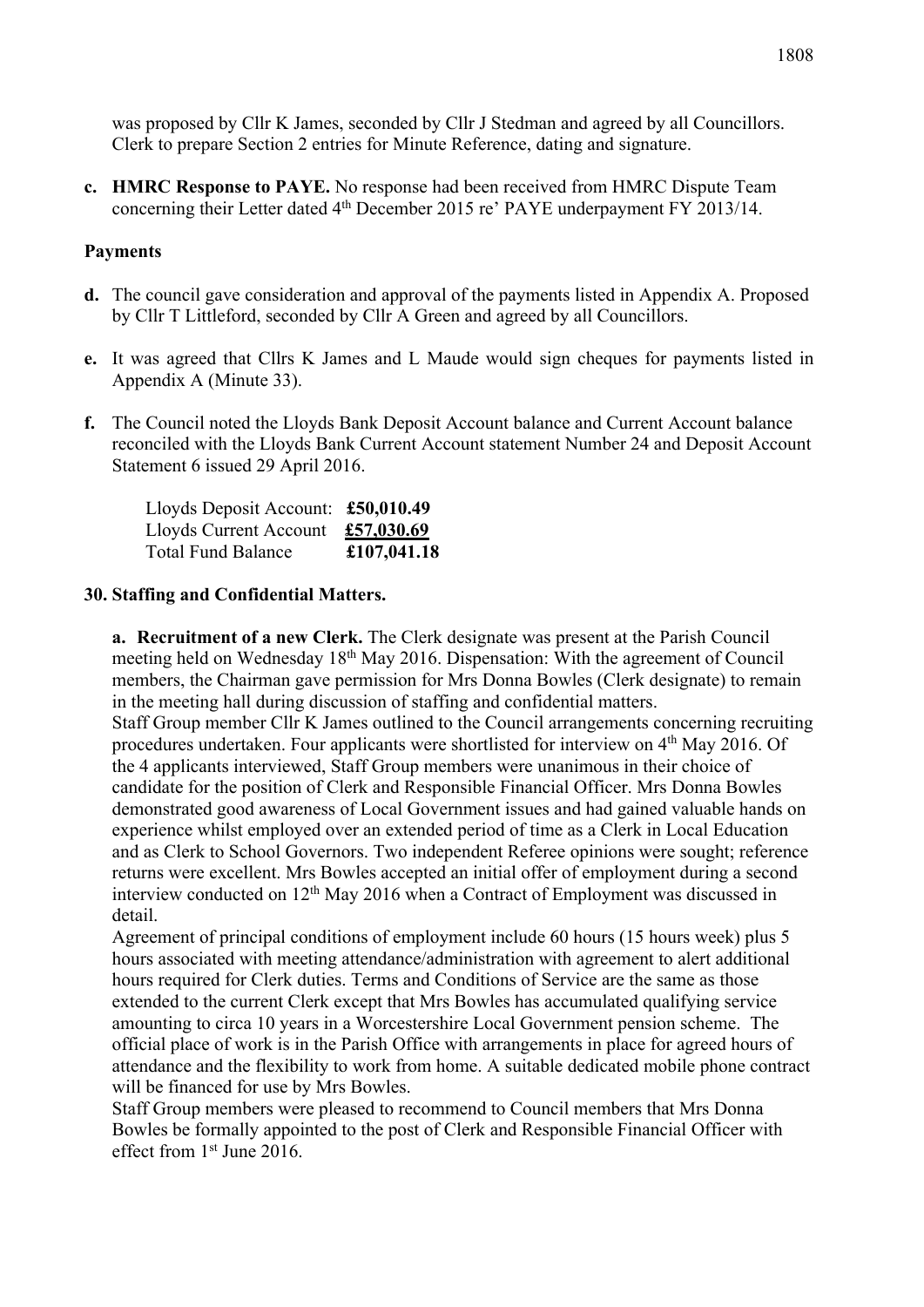was proposed by Cllr K James, seconded by Cllr J Stedman and agreed by all Councillors. Clerk to prepare Section 2 entries for Minute Reference, dating and signature.

**c. HMRC Response to PAYE.** No response had been received from HMRC Dispute Team concerning their Letter dated 4th December 2015 re' PAYE underpayment FY 2013/14.

**Payments**

**d.** The council gave consideration and approval of the payments listed in Appendix A. Proposed by Cllr T Littleford, seconded by Cllr A Green and agreed by all Councillors.

**e.** It was agreed that Cllrs K James and L Maude would sign cheques for payments listed in Appendix A (Minute 33).

**f.** The Council noted the Lloyds Bank Deposit Account balance and Current Account balance reconciled with the Lloyds Bank Current Account statement Number 24 and Deposit Account Statement 6 issued 29 April 2016.

| | |
|---|---|
| Lloyds Deposit Account: | **£50,010.49** |
| Lloyds Current Account | **£57,030.69** |
| Total Fund Balance | **£107,041.18** |

**30. Staffing and Confidential Matters.**

**a. Recruitment of a new Clerk.** The Clerk designate was present at the Parish Council meeting held on Wednesday 18th May 2016. Dispensation: With the agreement of Council members, the Chairman gave permission for Mrs Donna Bowles (Clerk designate) to remain in the meeting hall during discussion of staffing and confidential matters.

Staff Group member Cllr K James outlined to the Council arrangements concerning recruiting procedures undertaken. Four applicants were shortlisted for interview on 4th May 2016. Of the 4 applicants interviewed, Staff Group members were unanimous in their choice of candidate for the position of Clerk and Responsible Financial Officer. Mrs Donna Bowles demonstrated good awareness of Local Government issues and had gained valuable hands on experience whilst employed over an extended period of time as a Clerk in Local Education and as Clerk to School Governors. Two independent Referee opinions were sought; reference returns were excellent. Mrs Bowles accepted an initial offer of employment during a second interview conducted on 12th May 2016 when a Contract of Employment was discussed in detail.

Agreement of principal conditions of employment include 60 hours (15 hours week) plus 5 hours associated with meeting attendance/administration with agreement to alert additional hours required for Clerk duties. Terms and Conditions of Service are the same as those extended to the current Clerk except that Mrs Bowles has accumulated qualifying service amounting to circa 10 years in a Worcestershire Local Government pension scheme. The official place of work is in the Parish Office with arrangements in place for agreed hours of attendance and the flexibility to work from home. A suitable dedicated mobile phone contract will be financed for use by Mrs Bowles.

Staff Group members were pleased to recommend to Council members that Mrs Donna Bowles be formally appointed to the post of Clerk and Responsible Financial Officer with effect from 1st June 2016.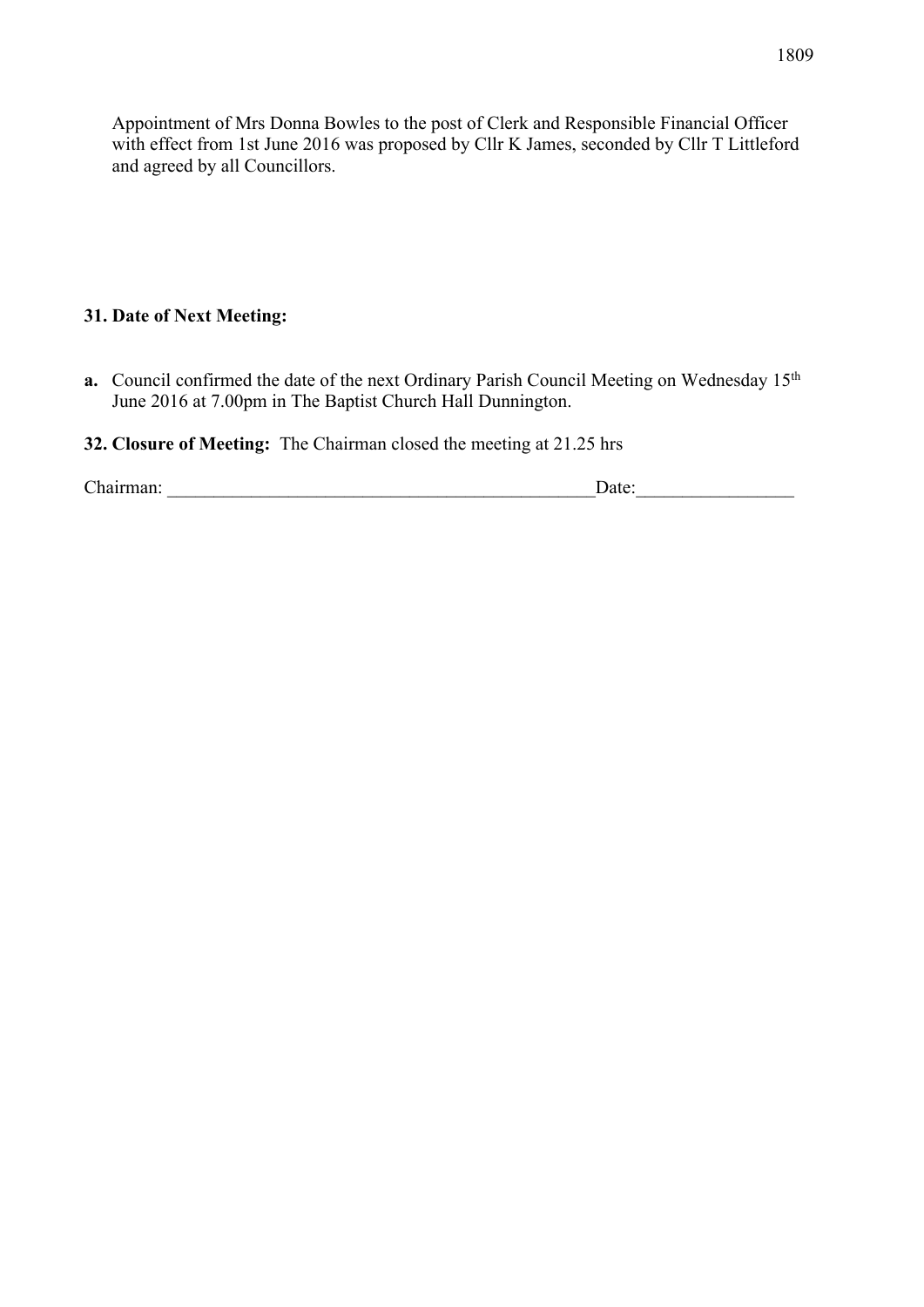Appointment of Mrs Donna Bowles to the post of Clerk and Responsible Financial Officer with effect from 1st June 2016 was proposed by Cllr K James, seconded by Cllr T Littleford and agreed by all Councillors.

**31. Date of Next Meeting:**

**a.** Council confirmed the date of the next Ordinary Parish Council Meeting on Wednesday 15th June 2016 at 7.00pm in The Baptist Church Hall Dunnington.

**32. Closure of Meeting:** The Chairman closed the meeting at 21.25 hrs

Chairman: _______________________________________________Date:________________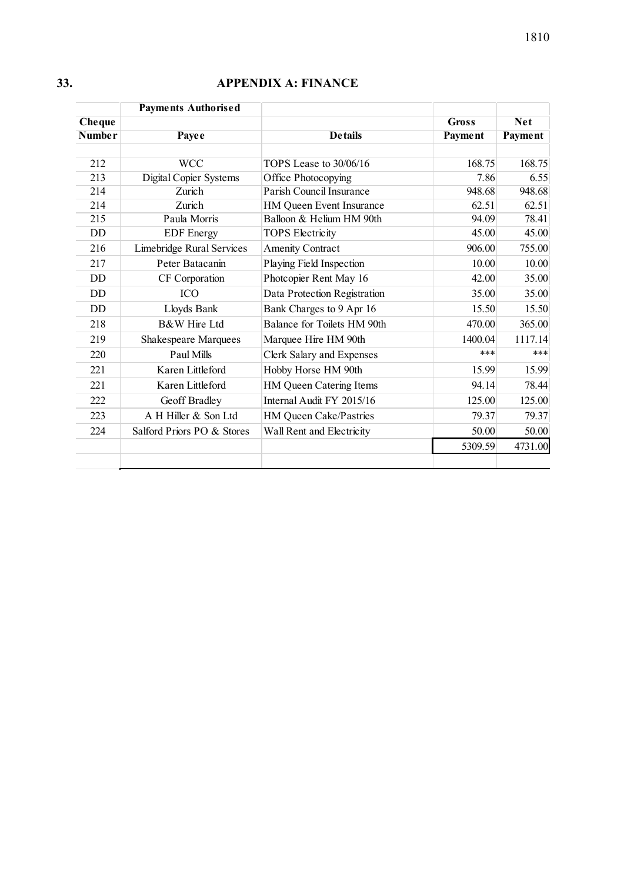## 33. APPENDIX A: FINANCE

| Cheque Number | Payments Authorised<br>Payee | Details | Gross Payment | Net Payment |
|---|---|---|---|---|
| 212 | WCC | TOPS Lease to 30/06/16 | 168.75 | 168.75 |
| 213 | Digital Copier Systems | Office Photocopying | 7.86 | 6.55 |
| 214 | Zurich | Parish Council Insurance | 948.68 | 948.68 |
| 214 | Zurich | HM Queen Event Insurance | 62.51 | 62.51 |
| 215 | Paula Morris | Balloon & Helium HM 90th | 94.09 | 78.41 |
| DD | EDF Energy | TOPS Electricity | 45.00 | 45.00 |
| 216 | Limebridge Rural Services | Amenity Contract | 906.00 | 755.00 |
| 217 | Peter Batacanin | Playing Field Inspection | 10.00 | 10.00 |
| DD | CF Corporation | Photcopier Rent May 16 | 42.00 | 35.00 |
| DD | ICO | Data Protection Registration | 35.00 | 35.00 |
| DD | Lloyds Bank | Bank Charges to 9 Apr 16 | 15.50 | 15.50 |
| 218 | B&W Hire Ltd | Balance for Toilets HM 90th | 470.00 | 365.00 |
| 219 | Shakespeare Marquees | Marquee Hire HM 90th | 1400.04 | 1117.14 |
| 220 | Paul Mills | Clerk Salary and Expenses | *** | *** |
| 221 | Karen Littleford | Hobby Horse HM 90th | 15.99 | 15.99 |
| 221 | Karen Littleford | HM Queen Catering Items | 94.14 | 78.44 |
| 222 | Geoff Bradley | Internal Audit FY 2015/16 | 125.00 | 125.00 |
| 223 | A H Hiller & Son Ltd | HM Queen Cake/Pastries | 79.37 | 79.37 |
| 224 | Salford Priors PO & Stores | Wall Rent and Electricity | 50.00 | 50.00 |
| | | | 5309.59 | 4731.00 |